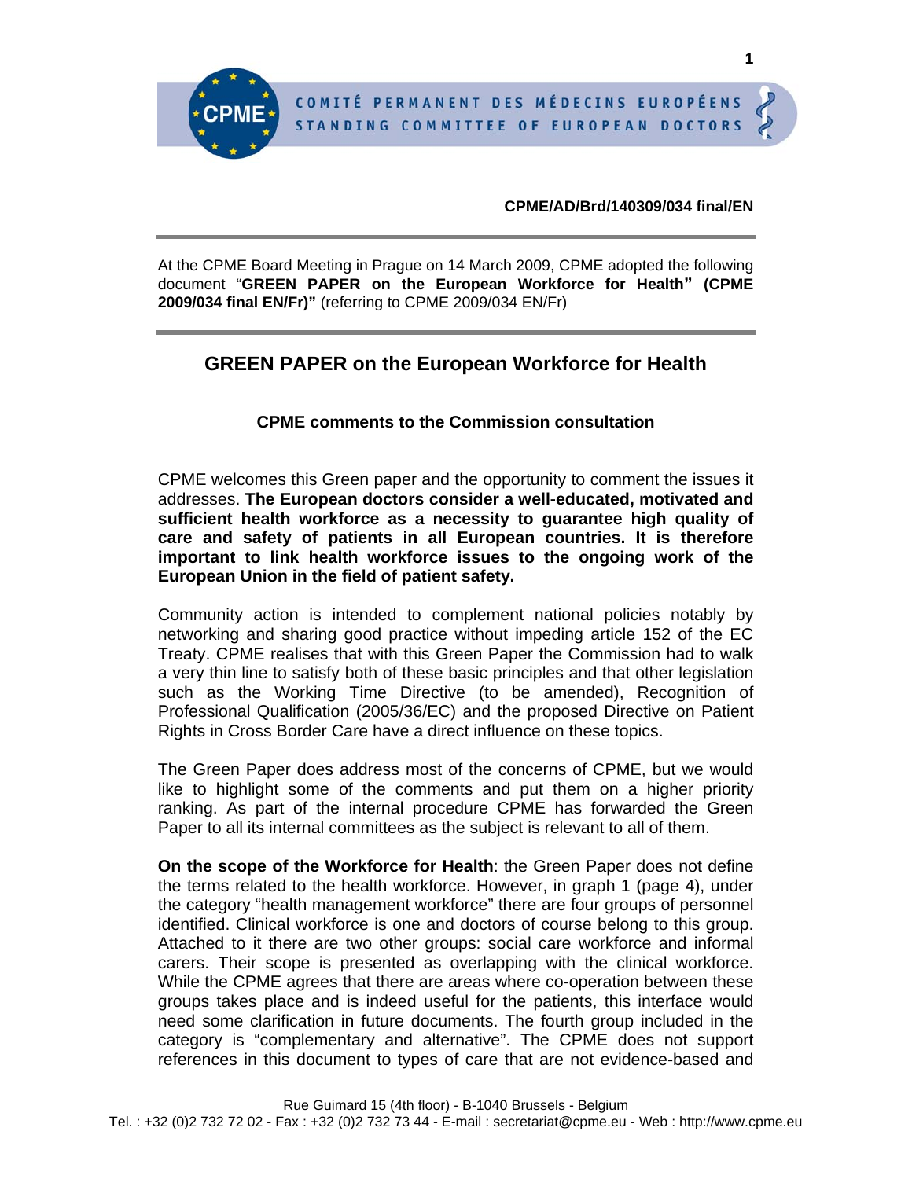**CPME/AD/Brd/140309/034 final/EN**

At the CPME Board Meeting in Prague on 14 March 2009, CPME adopted the following document "**GREEN PAPER on the European Workforce for Health" (CPME 2009/034 final EN/Fr)"** (referring to CPME 2009/034 EN/Fr)

## GREEN PAPER on the European Workforce for Health

### CPME comments to the Commission consultation

CPME welcomes this Green paper and the opportunity to comment the issues it addresses. **The European doctors consider a well-educated, motivated and sufficient health workforce as a necessity to guarantee high quality of care and safety of patients in all European countries. It is therefore important to link health workforce issues to the ongoing work of the European Union in the field of patient safety.**

Community action is intended to complement national policies notably by networking and sharing good practice without impeding article 152 of the EC Treaty. CPME realises that with this Green Paper the Commission had to walk a very thin line to satisfy both of these basic principles and that other legislation such as the Working Time Directive (to be amended), Recognition of Professional Qualification (2005/36/EC) and the proposed Directive on Patient Rights in Cross Border Care have a direct influence on these topics.

The Green Paper does address most of the concerns of CPME, but we would like to highlight some of the comments and put them on a higher priority ranking. As part of the internal procedure CPME has forwarded the Green Paper to all its internal committees as the subject is relevant to all of them.

**On the scope of the Workforce for Health**: the Green Paper does not define the terms related to the health workforce. However, in graph 1 (page 4), under the category "health management workforce" there are four groups of personnel identified. Clinical workforce is one and doctors of course belong to this group. Attached to it there are two other groups: social care workforce and informal carers. Their scope is presented as overlapping with the clinical workforce. While the CPME agrees that there are areas where co-operation between these groups takes place and is indeed useful for the patients, this interface would need some clarification in future documents. The fourth group included in the category is "complementary and alternative". The CPME does not support references in this document to types of care that are not evidence-based and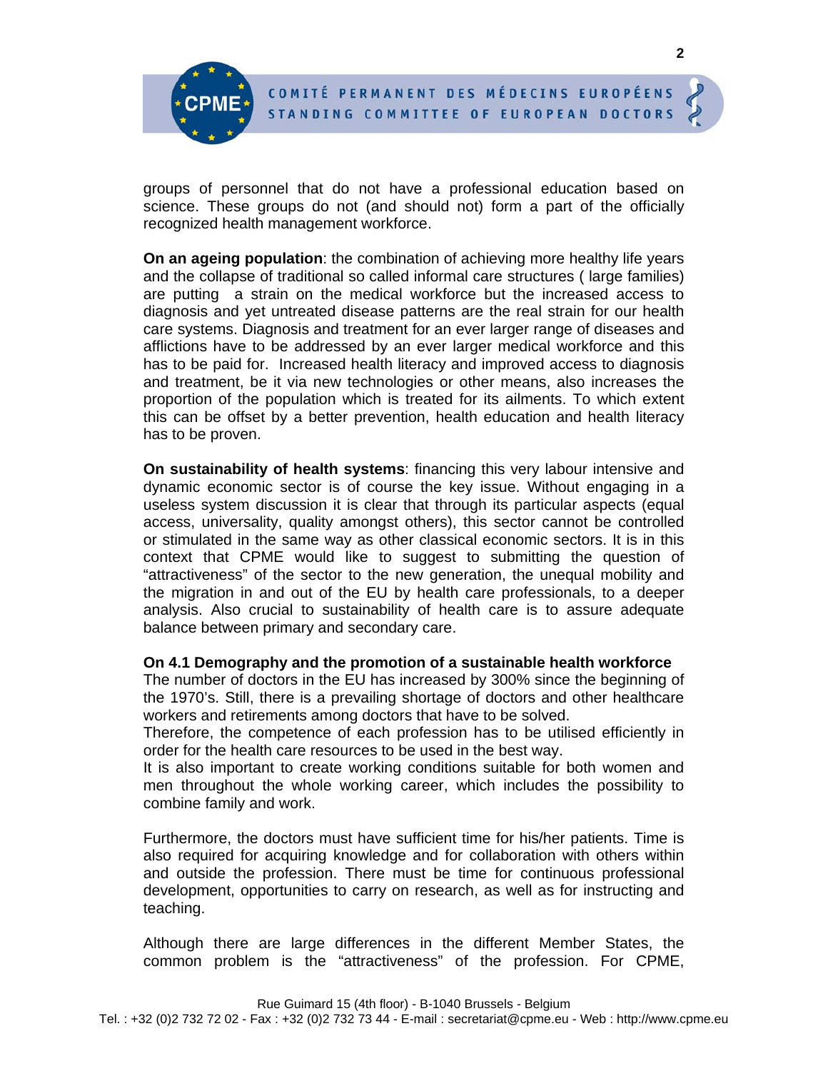groups of personnel that do not have a professional education based on science. These groups do not (and should not) form a part of the officially recognized health management workforce.

**On an ageing population**: the combination of achieving more healthy life years and the collapse of traditional so called informal care structures ( large families) are putting a strain on the medical workforce but the increased access to diagnosis and yet untreated disease patterns are the real strain for our health care systems. Diagnosis and treatment for an ever larger range of diseases and afflictions have to be addressed by an ever larger medical workforce and this has to be paid for. Increased health literacy and improved access to diagnosis and treatment, be it via new technologies or other means, also increases the proportion of the population which is treated for its ailments. To which extent this can be offset by a better prevention, health education and health literacy has to be proven.

**On sustainability of health systems**: financing this very labour intensive and dynamic economic sector is of course the key issue. Without engaging in a useless system discussion it is clear that through its particular aspects (equal access, universality, quality amongst others), this sector cannot be controlled or stimulated in the same way as other classical economic sectors. It is in this context that CPME would like to suggest to submitting the question of "attractiveness" of the sector to the new generation, the unequal mobility and the migration in and out of the EU by health care professionals, to a deeper analysis. Also crucial to sustainability of health care is to assure adequate balance between primary and secondary care.

**On 4.1 Demography and the promotion of a sustainable health workforce**

The number of doctors in the EU has increased by 300% since the beginning of the 1970's. Still, there is a prevailing shortage of doctors and other healthcare workers and retirements among doctors that have to be solved.

Therefore, the competence of each profession has to be utilised efficiently in order for the health care resources to be used in the best way.

It is also important to create working conditions suitable for both women and men throughout the whole working career, which includes the possibility to combine family and work.

Furthermore, the doctors must have sufficient time for his/her patients. Time is also required for acquiring knowledge and for collaboration with others within and outside the profession. There must be time for continuous professional development, opportunities to carry on research, as well as for instructing and teaching.

Although there are large differences in the different Member States, the common problem is the "attractiveness" of the profession. For CPME,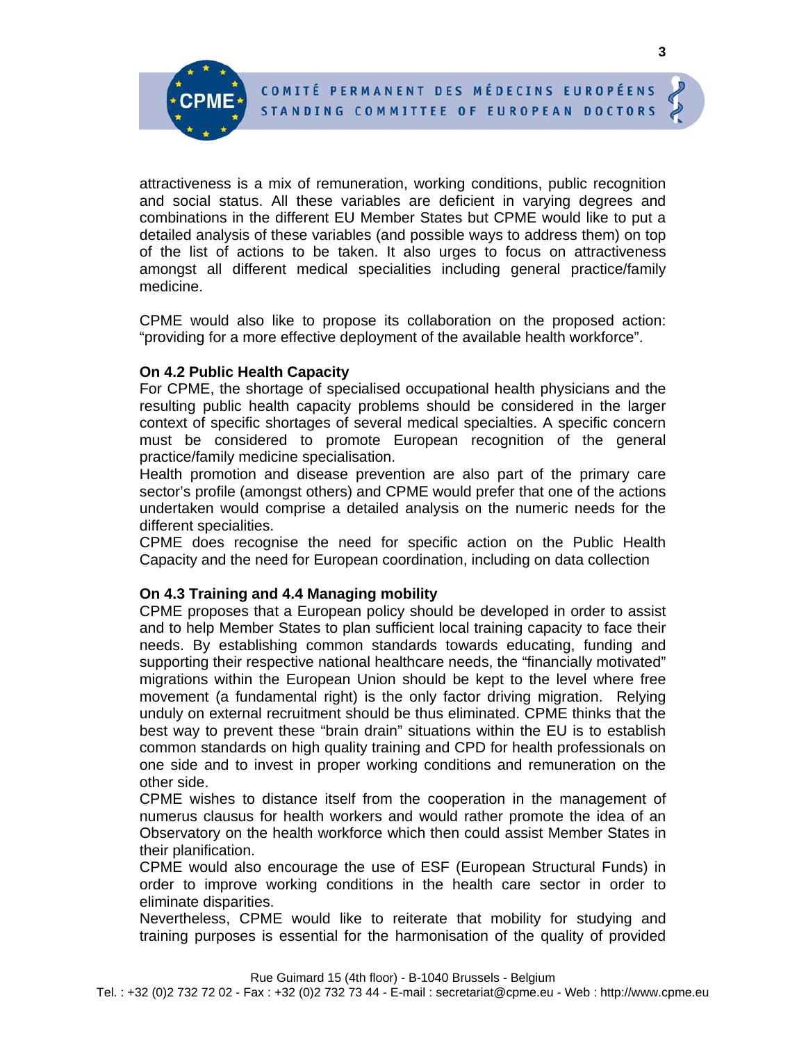attractiveness is a mix of remuneration, working conditions, public recognition and social status. All these variables are deficient in varying degrees and combinations in the different EU Member States but CPME would like to put a detailed analysis of these variables (and possible ways to address them) on top of the list of actions to be taken. It also urges to focus on attractiveness amongst all different medical specialities including general practice/family medicine.

CPME would also like to propose its collaboration on the proposed action: "providing for a more effective deployment of the available health workforce".

**On 4.2 Public Health Capacity**

For CPME, the shortage of specialised occupational health physicians and the resulting public health capacity problems should be considered in the larger context of specific shortages of several medical specialties. A specific concern must be considered to promote European recognition of the general practice/family medicine specialisation.

Health promotion and disease prevention are also part of the primary care sector's profile (amongst others) and CPME would prefer that one of the actions undertaken would comprise a detailed analysis on the numeric needs for the different specialities.

CPME does recognise the need for specific action on the Public Health Capacity and the need for European coordination, including on data collection

**On 4.3 Training and 4.4 Managing mobility**

CPME proposes that a European policy should be developed in order to assist and to help Member States to plan sufficient local training capacity to face their needs. By establishing common standards towards educating, funding and supporting their respective national healthcare needs, the "financially motivated" migrations within the European Union should be kept to the level where free movement (a fundamental right) is the only factor driving migration. Relying unduly on external recruitment should be thus eliminated. CPME thinks that the best way to prevent these "brain drain" situations within the EU is to establish common standards on high quality training and CPD for health professionals on one side and to invest in proper working conditions and remuneration on the other side.

CPME wishes to distance itself from the cooperation in the management of numerus clausus for health workers and would rather promote the idea of an Observatory on the health workforce which then could assist Member States in their planification.

CPME would also encourage the use of ESF (European Structural Funds) in order to improve working conditions in the health care sector in order to eliminate disparities.

Nevertheless, CPME would like to reiterate that mobility for studying and training purposes is essential for the harmonisation of the quality of provided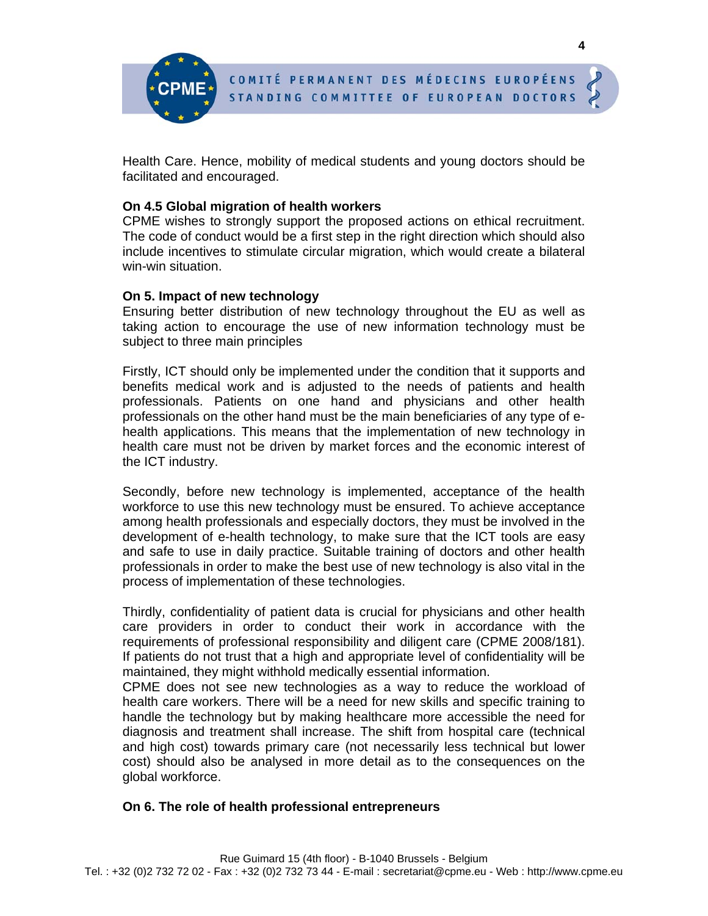Health Care. Hence, mobility of medical students and young doctors should be facilitated and encouraged.

**On 4.5 Global migration of health workers**

CPME wishes to strongly support the proposed actions on ethical recruitment. The code of conduct would be a first step in the right direction which should also include incentives to stimulate circular migration, which would create a bilateral win-win situation.

**On 5. Impact of new technology**

Ensuring better distribution of new technology throughout the EU as well as taking action to encourage the use of new information technology must be subject to three main principles

Firstly, ICT should only be implemented under the condition that it supports and benefits medical work and is adjusted to the needs of patients and health professionals. Patients on one hand and physicians and other health professionals on the other hand must be the main beneficiaries of any type of e-health applications. This means that the implementation of new technology in health care must not be driven by market forces and the economic interest of the ICT industry.

Secondly, before new technology is implemented, acceptance of the health workforce to use this new technology must be ensured. To achieve acceptance among health professionals and especially doctors, they must be involved in the development of e-health technology, to make sure that the ICT tools are easy and safe to use in daily practice. Suitable training of doctors and other health professionals in order to make the best use of new technology is also vital in the process of implementation of these technologies.

Thirdly, confidentiality of patient data is crucial for physicians and other health care providers in order to conduct their work in accordance with the requirements of professional responsibility and diligent care (CPME 2008/181). If patients do not trust that a high and appropriate level of confidentiality will be maintained, they might withhold medically essential information.

CPME does not see new technologies as a way to reduce the workload of health care workers. There will be a need for new skills and specific training to handle the technology but by making healthcare more accessible the need for diagnosis and treatment shall increase. The shift from hospital care (technical and high cost) towards primary care (not necessarily less technical but lower cost) should also be analysed in more detail as to the consequences on the global workforce.

**On 6. The role of health professional entrepreneurs**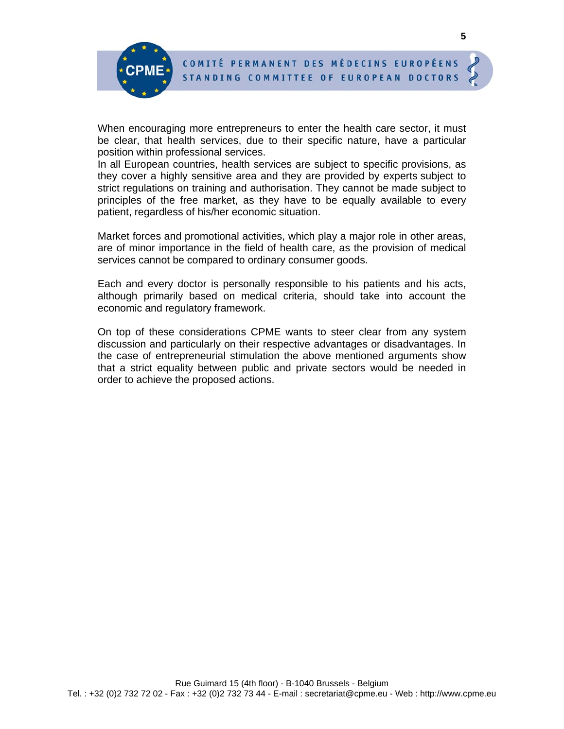When encouraging more entrepreneurs to enter the health care sector, it must be clear, that health services, due to their specific nature, have a particular position within professional services.
In all European countries, health services are subject to specific provisions, as they cover a highly sensitive area and they are provided by experts subject to strict regulations on training and authorisation. They cannot be made subject to principles of the free market, as they have to be equally available to every patient, regardless of his/her economic situation.

Market forces and promotional activities, which play a major role in other areas, are of minor importance in the field of health care, as the provision of medical services cannot be compared to ordinary consumer goods.

Each and every doctor is personally responsible to his patients and his acts, although primarily based on medical criteria, should take into account the economic and regulatory framework.

On top of these considerations CPME wants to steer clear from any system discussion and particularly on their respective advantages or disadvantages. In the case of entrepreneurial stimulation the above mentioned arguments show that a strict equality between public and private sectors would be needed in order to achieve the proposed actions.